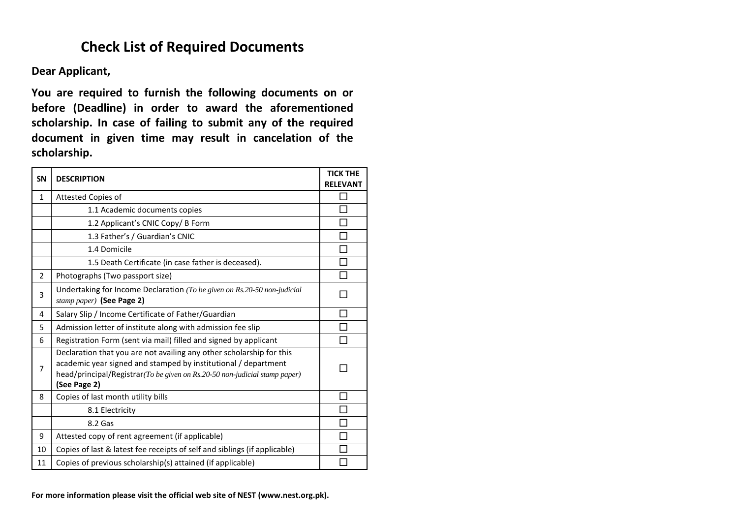# Check List of Required Documents

**Dear Applicant,**

**You are required to furnish the following documents on or before (Deadline) in order to award the aforementioned scholarship. In case of failing to submit any of the required document in given time may result in cancelation of the scholarship.**

| SN | DESCRIPTION | TICK THE RELEVANT |
|---|---|---|
| 1 | Attested Copies of | ☐ |
| | 1.1 Academic documents copies | ☐ |
| | 1.2 Applicant's CNIC Copy/ B Form | ☐ |
| | 1.3 Father's / Guardian's CNIC | ☐ |
| | 1.4 Domicile | ☐ |
| | 1.5 Death Certificate (in case father is deceased). | ☐ |
| 2 | Photographs (Two passport size) | ☐ |
| 3 | Undertaking for Income Declaration *(To be given on Rs.20-50 non-judicial stamp paper)* **(See Page 2)** | ☐ |
| 4 | Salary Slip / Income Certificate of Father/Guardian | ☐ |
| 5 | Admission letter of institute along with admission fee slip | ☐ |
| 6 | Registration Form (sent via mail) filled and signed by applicant | ☐ |
| 7 | Declaration that you are not availing any other scholarship for this academic year signed and stamped by institutional / department head/principal/Registrar*(To be given on Rs.20-50 non-judicial stamp paper)* **(See Page 2)** | ☐ |
| 8 | Copies of last month utility bills | ☐ |
| | 8.1 Electricity | ☐ |
| | 8.2 Gas | ☐ |
| 9 | Attested copy of rent agreement (if applicable) | ☐ |
| 10 | Copies of last & latest fee receipts of self and siblings (if applicable) | ☐ |
| 11 | Copies of previous scholarship(s) attained (if applicable) | ☐ |

**For more information please visit the official web site of NEST (www.nest.org.pk).**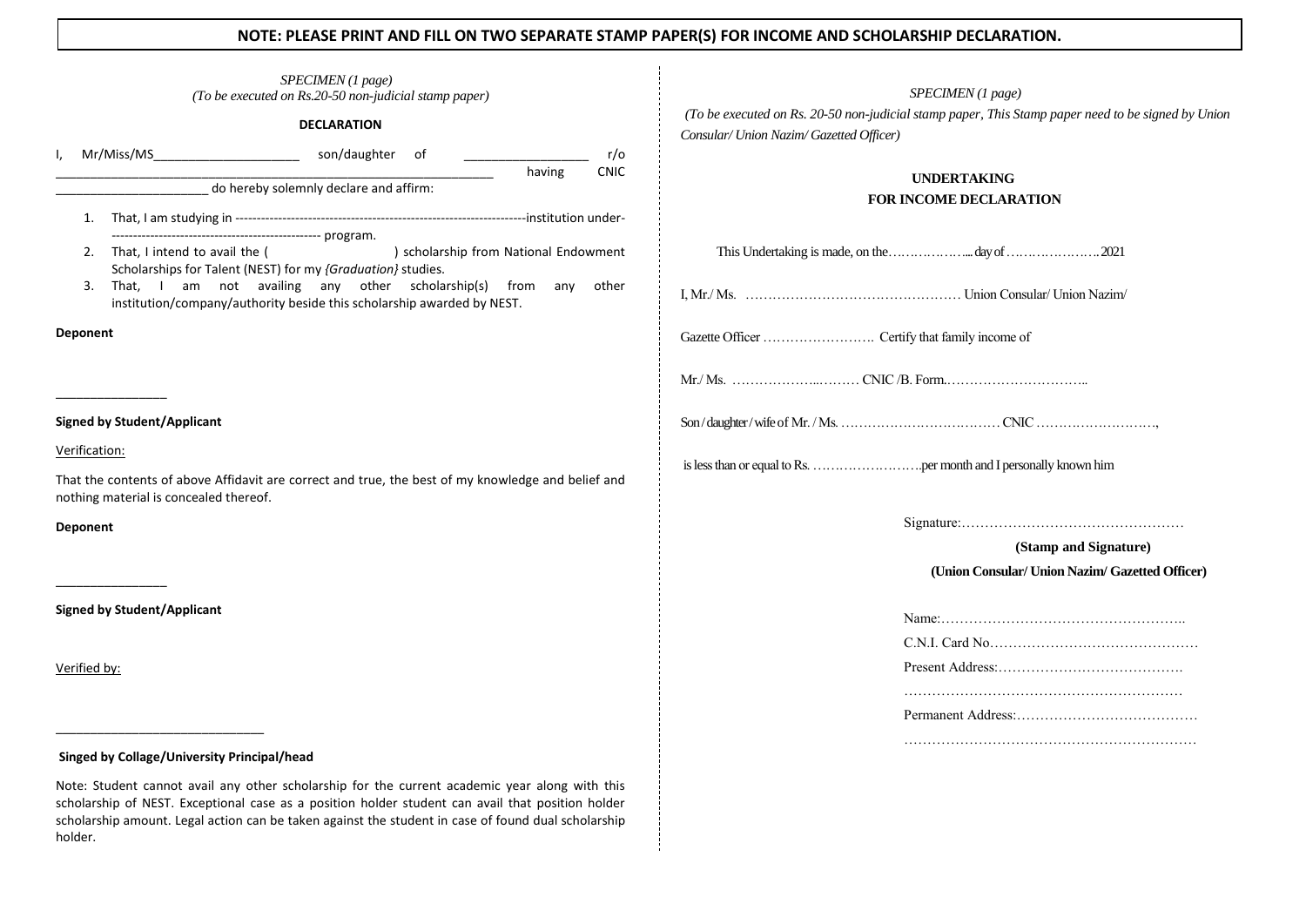**NOTE: PLEASE PRINT AND FILL ON TWO SEPARATE STAMP PAPER(S) FOR INCOME AND SCHOLARSHIP DECLARATION.**

*SPECIMEN (1 page)*
*(To be executed on Rs.20-50 non-judicial stamp paper)*

**DECLARATION**

I, Mr/Miss/MS_____________________ son/daughter of __________________ r/o _____________________________________________________________ having CNIC ______________________ do hereby solemnly declare and affirm:

1. That, I am studying in ----------------------------------------------------------------------institution under------------------------------------------------- program.
2. That, I intend to avail the ( ) scholarship from National Endowment Scholarships for Talent (NEST) for my *{Graduation}* studies.
3. That, I am not availing any other scholarship(s) from any other institution/company/authority beside this scholarship awarded by NEST.

**Deponent**

________________

**Signed by Student/Applicant**

Verification:

That the contents of above Affidavit are correct and true, the best of my knowledge and belief and nothing material is concealed thereof.

**Deponent**

________________

**Signed by Student/Applicant**

Verified by:

______________________________

**Singed by Collage/University Principal/head**

Note: Student cannot avail any other scholarship for the current academic year along with this scholarship of NEST. Exceptional case as a position holder student can avail that position holder scholarship amount. Legal action can be taken against the student in case of found dual scholarship holder.

*SPECIMEN (1 page)*

*(To be executed on Rs. 20-50 non-judicial stamp paper, This Stamp paper need to be signed by Union Consular/ Union Nazim/ Gazetted Officer)*

**UNDERTAKING**
**FOR INCOME DECLARATION**

This Undertaking is made, on the………………...day of…………………. 2021

I, Mr./ Ms. ………………………………………… Union Consular/ Union Nazim/

Gazette Officer ……………………. Certify that family income of

Mr./ Ms. ………………..……… CNIC /B. Form.…………………………..

Son / daughter / wife of Mr. / Ms. ……………………………… CNIC ……………………….,

is less than or equal to Rs. …………………….per month and I personally known him

Signature:…………………………………………

**(Stamp and Signature)**

**(Union Consular/ Union Nazim/ Gazetted Officer)**

Name:……………………………………………..

C.N.I. Card No………………………………………

Present Address:………………………………….

……………………………………………………

Permanent Address:…………………………………

………………………………………………………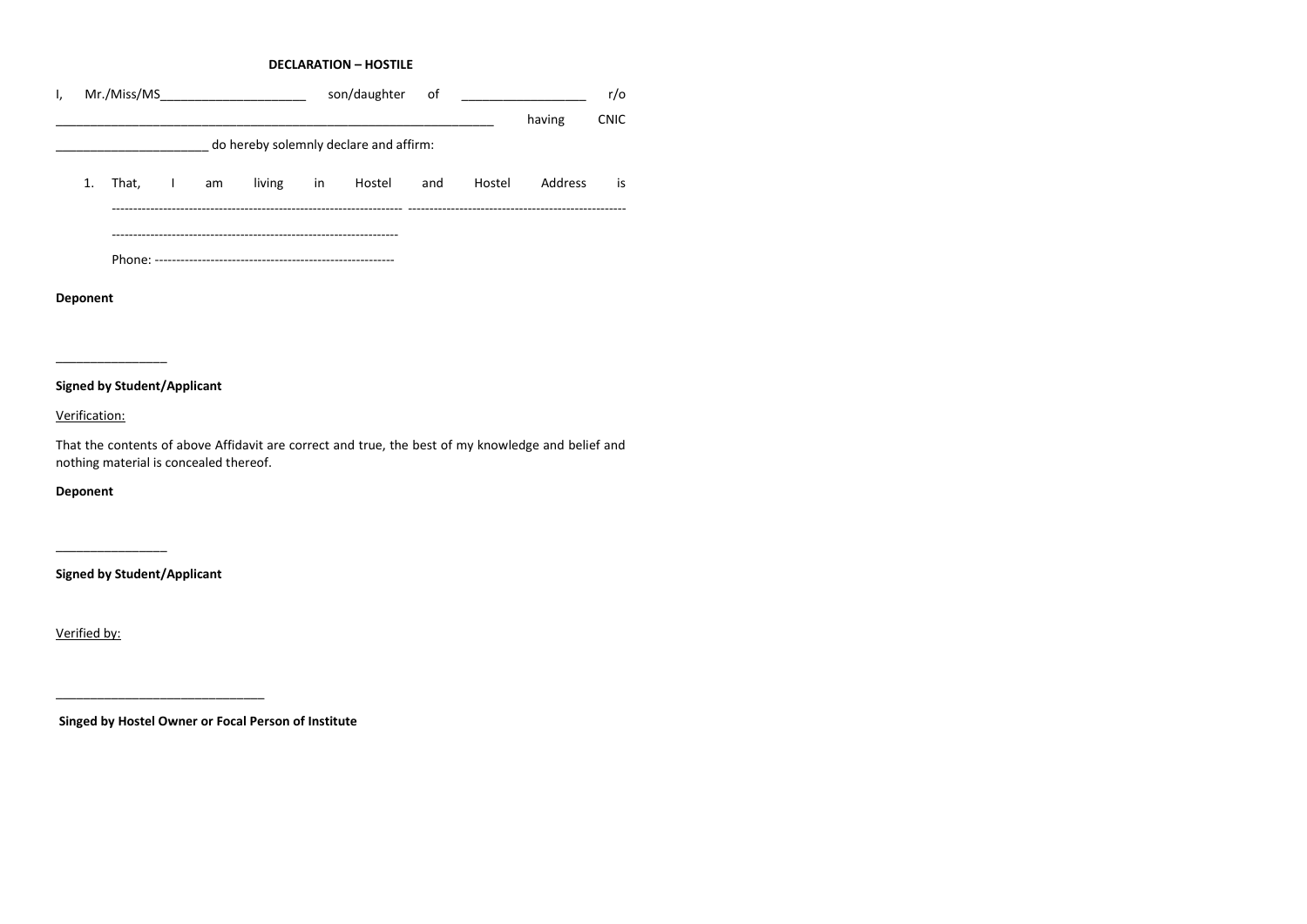**DECLARATION – HOSTILE**

I, Mr./Miss/MS____________________ son/daughter of _________________ r/o ________________________________________________________________ having CNIC _____________________ do hereby solemnly declare and affirm:

1. That, I am living in Hostel and Hostel Address is ------------------------------------------------------------------ --------------------------------------------------

   ------------------------------------------------------------------

   Phone: -------------------------------------------------------

**Deponent**

________________

**Signed by Student/Applicant**

Verification:

That the contents of above Affidavit are correct and true, the best of my knowledge and belief and nothing material is concealed thereof.

**Deponent**

________________

**Signed by Student/Applicant**

Verified by:

______________________________

**Singed by Hostel Owner or Focal Person of Institute**